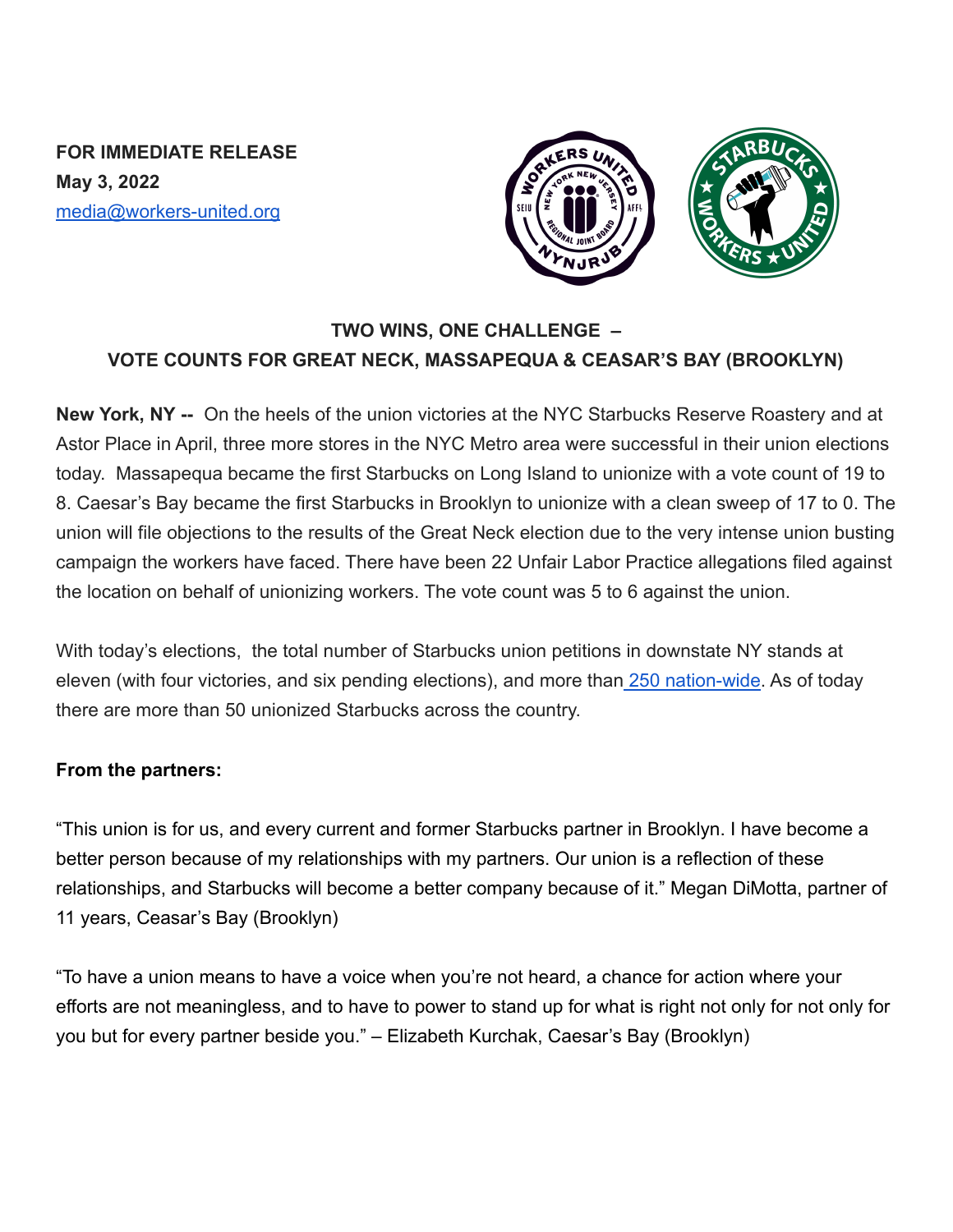**FOR IMMEDIATE RELEASE**
**May 3, 2022**
[media@workers-united.org](mailto:media@workers-united.org)

## TWO WINS, ONE CHALLENGE –
## VOTE COUNTS FOR GREAT NECK, MASSAPEQUA & CEASAR'S BAY (BROOKLYN)

**New York, NY --** On the heels of the union victories at the NYC Starbucks Reserve Roastery and at Astor Place in April, three more stores in the NYC Metro area were successful in their union elections today. Massapequa became the first Starbucks on Long Island to unionize with a vote count of 19 to 8. Caesar's Bay became the first Starbucks in Brooklyn to unionize with a clean sweep of 17 to 0. The union will file objections to the results of the Great Neck election due to the very intense union busting campaign the workers have faced. There have been 22 Unfair Labor Practice allegations filed against the location on behalf of unionizing workers. The vote count was 5 to 6 against the union.

With today's elections, the total number of Starbucks union petitions in downstate NY stands at eleven (with four victories, and six pending elections), and more than 250 nation-wide. As of today there are more than 50 unionized Starbucks across the country.

**From the partners:**

"This union is for us, and every current and former Starbucks partner in Brooklyn. I have become a better person because of my relationships with my partners. Our union is a reflection of these relationships, and Starbucks will become a better company because of it." Megan DiMotta, partner of 11 years, Ceasar's Bay (Brooklyn)

"To have a union means to have a voice when you're not heard, a chance for action where your efforts are not meaningless, and to have to power to stand up for what is right not only for not only for you but for every partner beside you." – Elizabeth Kurchak, Caesar's Bay (Brooklyn)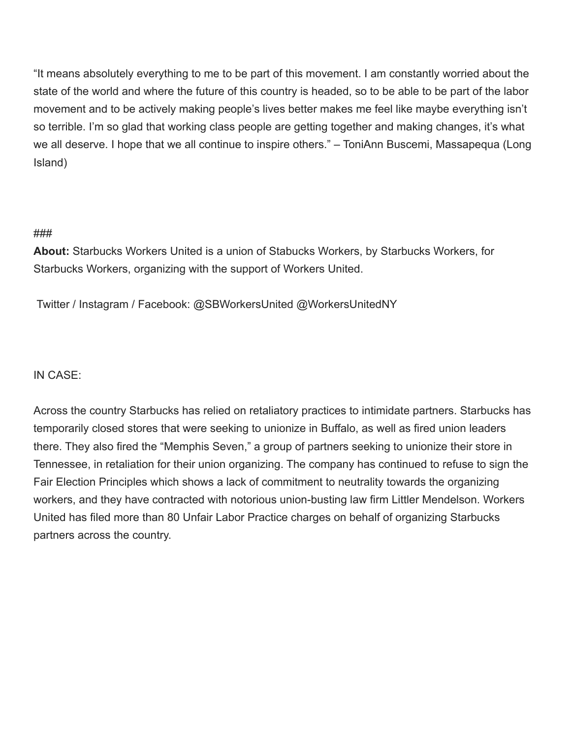"It means absolutely everything to me to be part of this movement. I am constantly worried about the state of the world and where the future of this country is headed, so to be able to be part of the labor movement and to be actively making people's lives better makes me feel like maybe everything isn't so terrible. I'm so glad that working class people are getting together and making changes, it's what we all deserve. I hope that we all continue to inspire others." – ToniAnn Buscemi, Massapequa (Long Island)

###

**About:** Starbucks Workers United is a union of Stabucks Workers, by Starbucks Workers, for Starbucks Workers, organizing with the support of Workers United.

Twitter / Instagram / Facebook: @SBWorkersUnited @WorkersUnitedNY

IN CASE:

Across the country Starbucks has relied on retaliatory practices to intimidate partners. Starbucks has temporarily closed stores that were seeking to unionize in Buffalo, as well as fired union leaders there. They also fired the "Memphis Seven," a group of partners seeking to unionize their store in Tennessee, in retaliation for their union organizing. The company has continued to refuse to sign the Fair Election Principles which shows a lack of commitment to neutrality towards the organizing workers, and they have contracted with notorious union-busting law firm Littler Mendelson. Workers United has filed more than 80 Unfair Labor Practice charges on behalf of organizing Starbucks partners across the country.